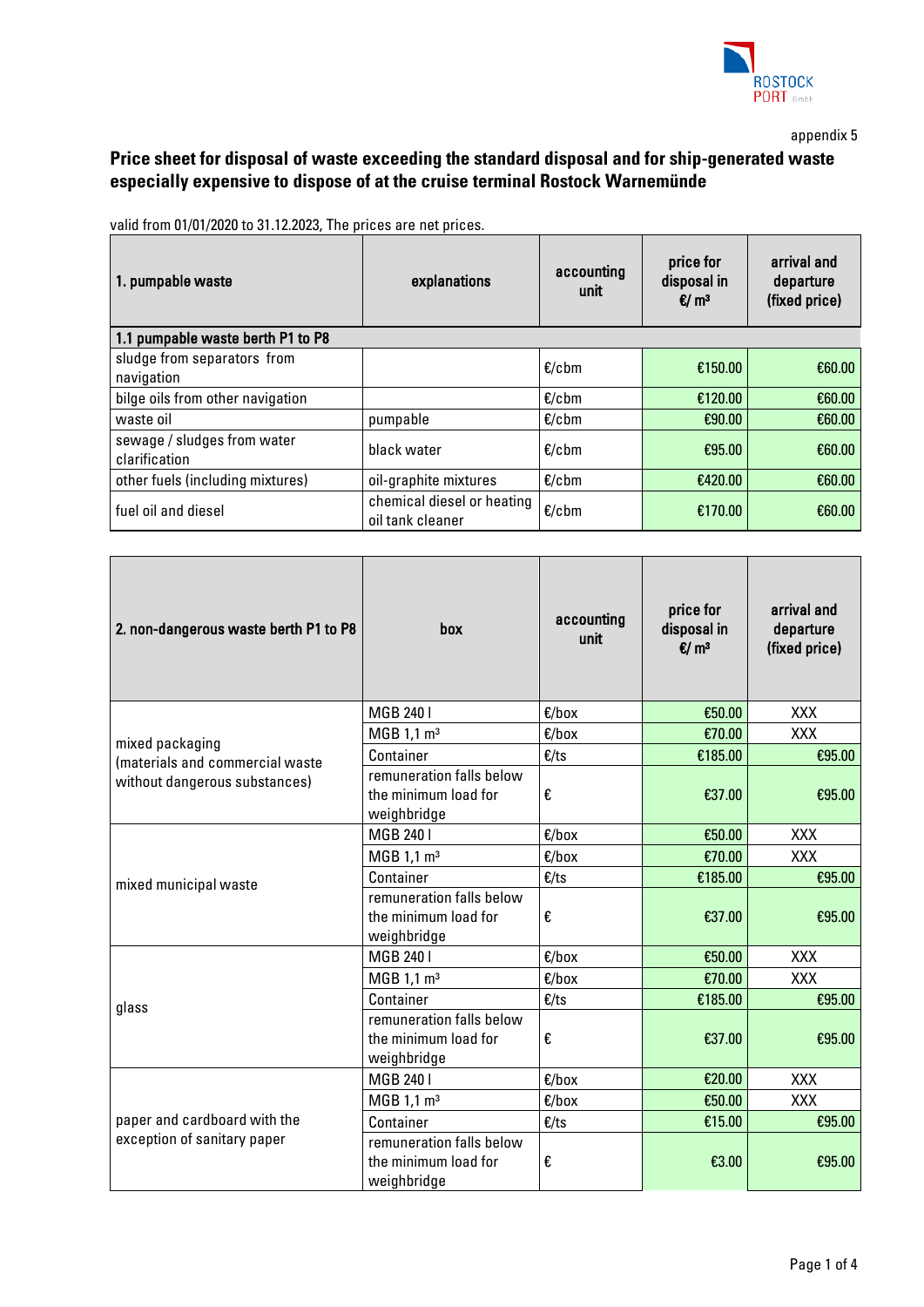appendix 5

# Price sheet for disposal of waste exceeding the standard disposal and for ship-generated waste especially expensive to dispose of at the cruise terminal Rostock Warnemünde

valid from 01/01/2020 to 31.12.2023, The prices are net prices.

| 1. pumpable waste | explanations | accounting unit | price for disposal in €/ m³ | arrival and departure (fixed price) |
|---|---|---|---|---|
| **1.1 pumpable waste berth P1 to P8** | | | | |
| sludge from separators from navigation | | €/cbm | €150.00 | €60.00 |
| bilge oils from other navigation | | €/cbm | €120.00 | €60.00 |
| waste oil | pumpable | €/cbm | €90.00 | €60.00 |
| sewage / sludges from water clarification | black water | €/cbm | €95.00 | €60.00 |
| other fuels (including mixtures) | oil-graphite mixtures | €/cbm | €420.00 | €60.00 |
| fuel oil and diesel | chemical diesel or heating oil tank cleaner | €/cbm | €170.00 | €60.00 |

| 2. non-dangerous waste berth P1 to P8 | box | accounting unit | price for disposal in €/ m³ | arrival and departure (fixed price) |
|---|---|---|---|---|
| mixed packaging (materials and commercial waste without dangerous substances) | MGB 240 l | €/box | €50.00 | XXX |
| | MGB 1,1 m³ | €/box | €70.00 | XXX |
| | Container | €/ts | €185.00 | €95.00 |
| | remuneration falls below the minimum load for weighbridge | € | €37.00 | €95.00 |
| mixed municipal waste | MGB 240 l | €/box | €50.00 | XXX |
| | MGB 1,1 m³ | €/box | €70.00 | XXX |
| | Container | €/ts | €185.00 | €95.00 |
| | remuneration falls below the minimum load for weighbridge | € | €37.00 | €95.00 |
| glass | MGB 240 l | €/box | €50.00 | XXX |
| | MGB 1,1 m³ | €/box | €70.00 | XXX |
| | Container | €/ts | €185.00 | €95.00 |
| | remuneration falls below the minimum load for weighbridge | € | €37.00 | €95.00 |
| paper and cardboard with the exception of sanitary paper | MGB 240 l | €/box | €20.00 | XXX |
| | MGB 1,1 m³ | €/box | €50.00 | XXX |
| | Container | €/ts | €15.00 | €95.00 |
| | remuneration falls below the minimum load for weighbridge | € | €3.00 | €95.00 |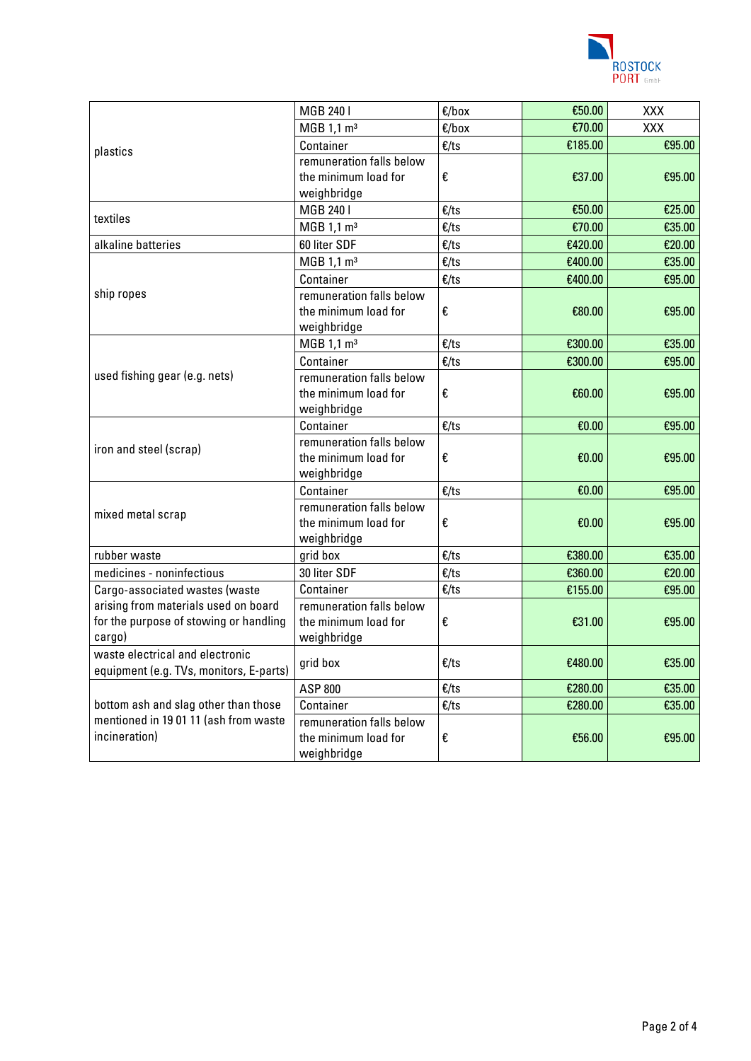| | | | | |
|---|---|---|---|---|
| plastics | MGB 240 l | €/box | €50.00 | XXX |
| | MGB 1,1 m³ | €/box | €70.00 | XXX |
| | Container | €/ts | €185.00 | €95.00 |
| | remuneration falls below the minimum load for weighbridge | € | €37.00 | €95.00 |
| textiles | MGB 240 l | €/ts | €50.00 | €25.00 |
| | MGB 1,1 m³ | €/ts | €70.00 | €35.00 |
| alkaline batteries | 60 liter SDF | €/ts | €420.00 | €20.00 |
| ship ropes | MGB 1,1 m³ | €/ts | €400.00 | €35.00 |
| | Container | €/ts | €400.00 | €95.00 |
| | remuneration falls below the minimum load for weighbridge | € | €80.00 | €95.00 |
| used fishing gear (e.g. nets) | MGB 1,1 m³ | €/ts | €300.00 | €35.00 |
| | Container | €/ts | €300.00 | €95.00 |
| | remuneration falls below the minimum load for weighbridge | € | €60.00 | €95.00 |
| iron and steel (scrap) | Container | €/ts | €0.00 | €95.00 |
| | remuneration falls below the minimum load for weighbridge | € | €0.00 | €95.00 |
| mixed metal scrap | Container | €/ts | €0.00 | €95.00 |
| | remuneration falls below the minimum load for weighbridge | € | €0.00 | €95.00 |
| rubber waste | grid box | €/ts | €380.00 | €35.00 |
| medicines - noninfectious | 30 liter SDF | €/ts | €360.00 | €20.00 |
| Cargo-associated wastes (waste arising from materials used on board for the purpose of stowing or handling cargo) | Container | €/ts | €155.00 | €95.00 |
| | remuneration falls below the minimum load for weighbridge | € | €31.00 | €95.00 |
| waste electrical and electronic equipment (e.g. TVs, monitors, E-parts) | grid box | €/ts | €480.00 | €35.00 |
| bottom ash and slag other than those mentioned in 19 01 11 (ash from waste incineration) | ASP 800 | €/ts | €280.00 | €35.00 |
| | Container | €/ts | €280.00 | €35.00 |
| | remuneration falls below the minimum load for weighbridge | € | €56.00 | €95.00 |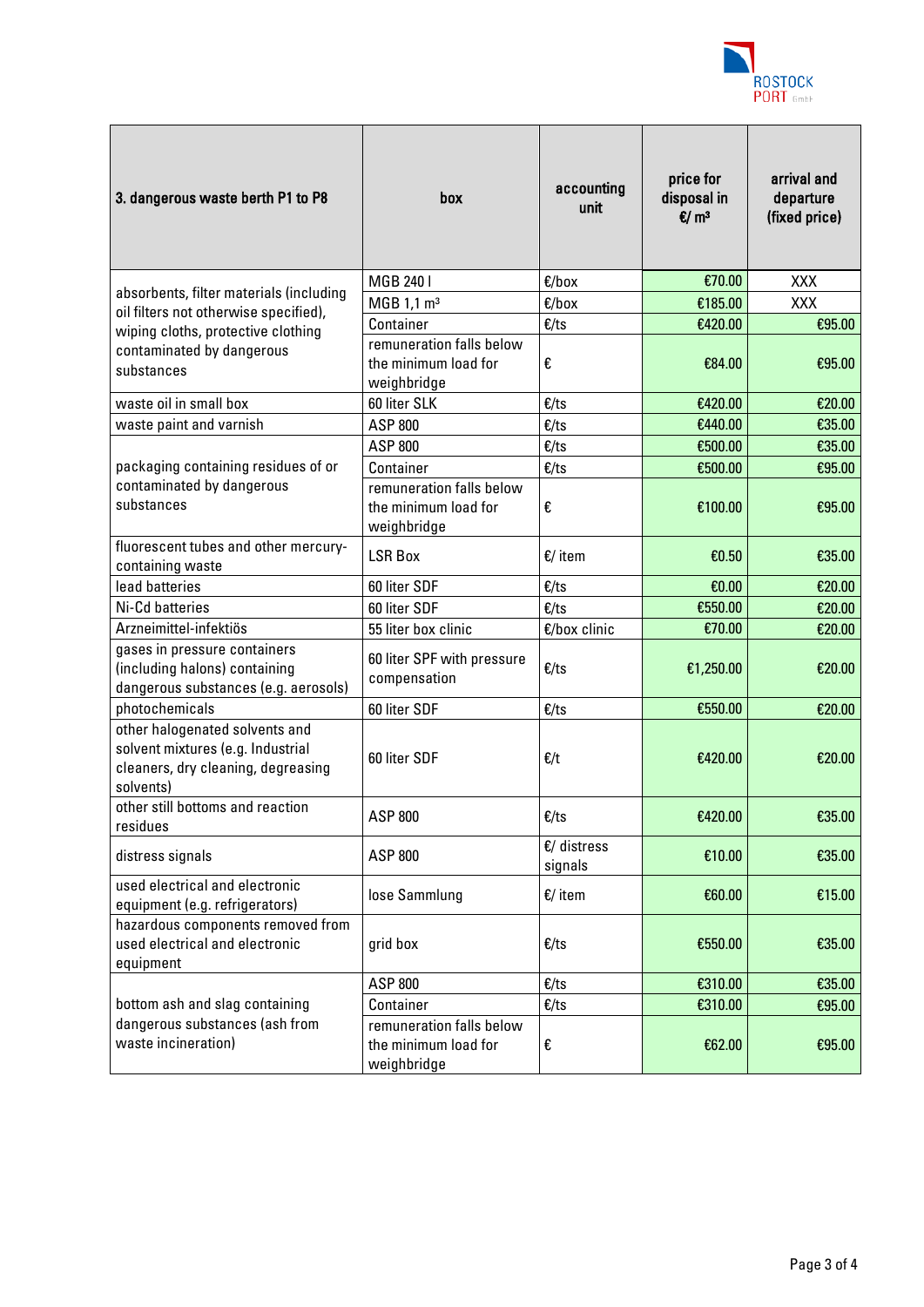| 3. dangerous waste berth P1 to P8 | box | accounting unit | price for disposal in €/ m³ | arrival and departure (fixed price) |
|---|---|---|---|---|
| absorbents, filter materials (including oil filters not otherwise specified), wiping cloths, protective clothing contaminated by dangerous substances | MGB 240 l | €/box | €70.00 | XXX |
| | MGB 1,1 m³ | €/box | €185.00 | XXX |
| | Container | €/ts | €420.00 | €95.00 |
| | remuneration falls below the minimum load for weighbridge | € | €84.00 | €95.00 |
| waste oil in small box | 60 liter SLK | €/ts | €420.00 | €20.00 |
| waste paint and varnish | ASP 800 | €/ts | €440.00 | €35.00 |
| packaging containing residues of or contaminated by dangerous substances | ASP 800 | €/ts | €500.00 | €35.00 |
| | Container | €/ts | €500.00 | €95.00 |
| | remuneration falls below the minimum load for weighbridge | € | €100.00 | €95.00 |
| fluorescent tubes and other mercury-containing waste | LSR Box | €/ item | €0.50 | €35.00 |
| lead batteries | 60 liter SDF | €/ts | €0.00 | €20.00 |
| Ni-Cd batteries | 60 liter SDF | €/ts | €550.00 | €20.00 |
| Arzneimittel-infektiös | 55 liter box clinic | €/box clinic | €70.00 | €20.00 |
| gases in pressure containers (including halons) containing dangerous substances (e.g. aerosols) | 60 liter SPF with pressure compensation | €/ts | €1,250.00 | €20.00 |
| photochemicals | 60 liter SDF | €/ts | €550.00 | €20.00 |
| other halogenated solvents and solvent mixtures (e.g. Industrial cleaners, dry cleaning, degreasing solvents) | 60 liter SDF | €/t | €420.00 | €20.00 |
| other still bottoms and reaction residues | ASP 800 | €/ts | €420.00 | €35.00 |
| distress signals | ASP 800 | €/ distress signals | €10.00 | €35.00 |
| used electrical and electronic equipment (e.g. refrigerators) | lose Sammlung | €/ item | €60.00 | €15.00 |
| hazardous components removed from used electrical and electronic equipment | grid box | €/ts | €550.00 | €35.00 |
| bottom ash and slag containing dangerous substances (ash from waste incineration) | ASP 800 | €/ts | €310.00 | €35.00 |
| | Container | €/ts | €310.00 | €95.00 |
| | remuneration falls below the minimum load for weighbridge | € | €62.00 | €95.00 |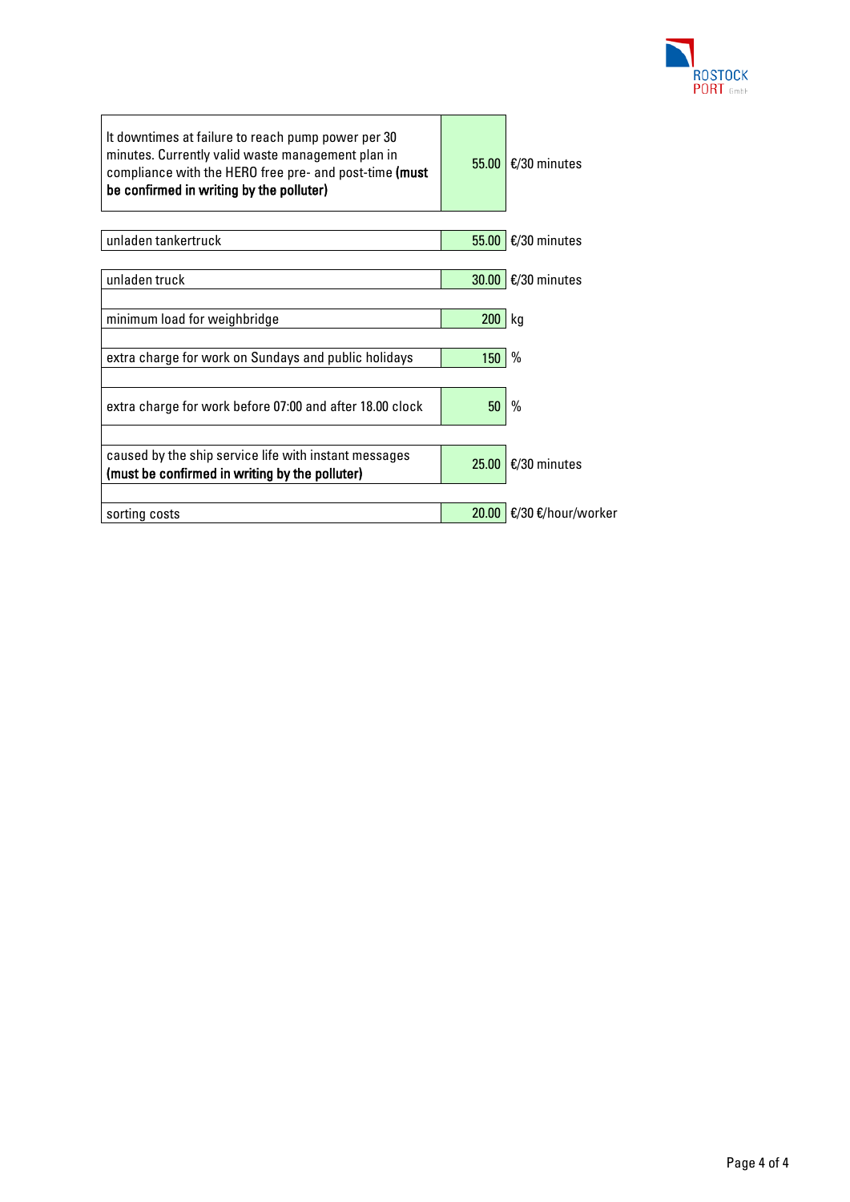| | | |
|---|---|---|
| It downtimes at failure to reach pump power per 30 minutes. Currently valid waste management plan in compliance with the HERO free pre- and post-time **(must be confirmed in writing by the polluter)** | 55.00 | €/30 minutes |
| unladen tankertruck | 55.00 | €/30 minutes |
| unladen truck | 30.00 | €/30 minutes |
| minimum load for weighbridge | 200 | kg |
| extra charge for work on Sundays and public holidays | 150 | % |
| extra charge for work before 07:00 and after 18.00 clock | 50 | % |
| caused by the ship service life with instant messages **(must be confirmed in writing by the polluter)** | 25.00 | €/30 minutes |
| sorting costs | 20.00 | €/30 €/hour/worker |